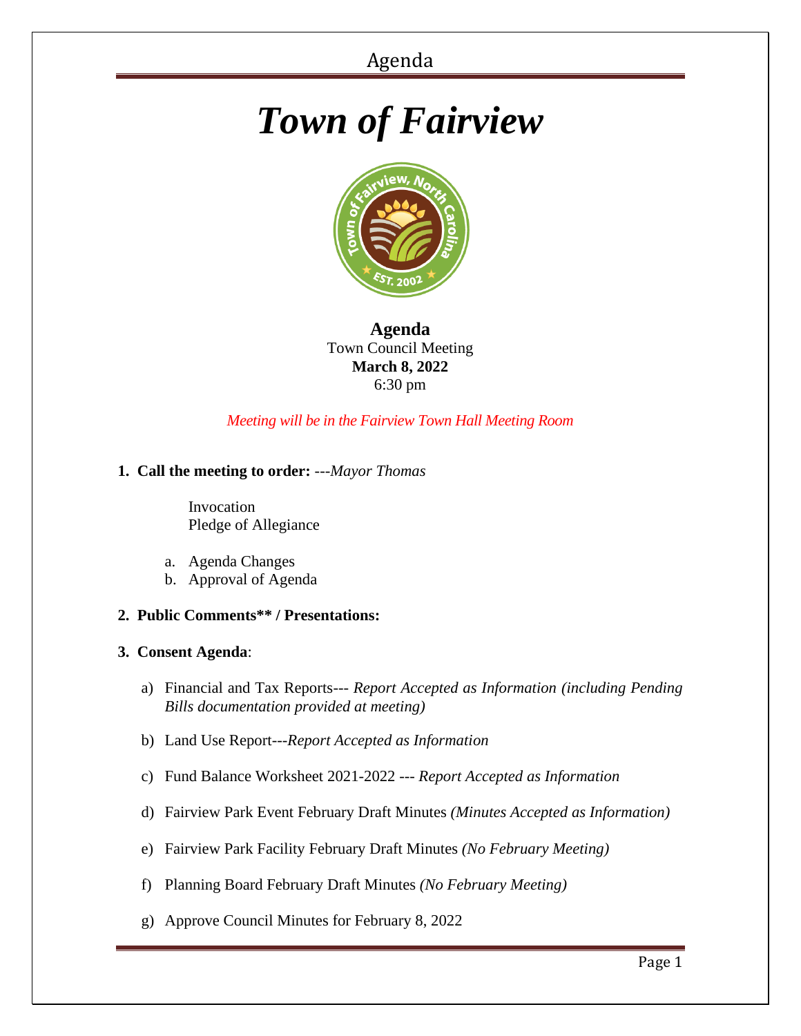# *Town of Fairview*

**Agenda**
Town Council Meeting
**March 8, 2022**
6:30 pm

*Meeting will be in the Fairview Town Hall Meeting Room*

**1. Call the meeting to order:** ---*Mayor Thomas*

Invocation
Pledge of Allegiance

a. Agenda Changes
b. Approval of Agenda

**2. Public Comments** / Presentations:**

**3. Consent Agenda**:

a) Financial and Tax Reports--- *Report Accepted as Information (including Pending Bills documentation provided at meeting)*

b) Land Use Report---*Report Accepted as Information*

c) Fund Balance Worksheet 2021-2022 --- *Report Accepted as Information*

d) Fairview Park Event February Draft Minutes *(Minutes Accepted as Information)*

e) Fairview Park Facility February Draft Minutes *(No February Meeting)*

f) Planning Board February Draft Minutes *(No February Meeting)*

g) Approve Council Minutes for February 8, 2022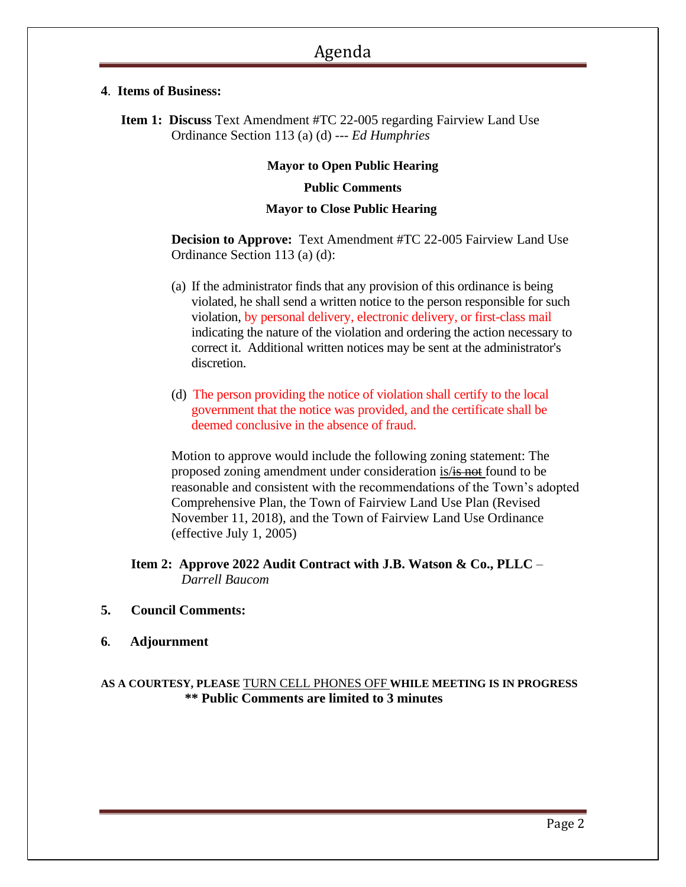# Agenda

**4. Items of Business:**

**Item 1: Discuss** Text Amendment #TC 22-005 regarding Fairview Land Use Ordinance Section 113 (a) (d) --- *Ed Humphries*

**Mayor to Open Public Hearing**

**Public Comments**

**Mayor to Close Public Hearing**

**Decision to Approve:** Text Amendment #TC 22-005 Fairview Land Use Ordinance Section 113 (a) (d):

(a) If the administrator finds that any provision of this ordinance is being violated, he shall send a written notice to the person responsible for such violation, by personal delivery, electronic delivery, or first-class mail indicating the nature of the violation and ordering the action necessary to correct it. Additional written notices may be sent at the administrator's discretion.

(d) The person providing the notice of violation shall certify to the local government that the notice was provided, and the certificate shall be deemed conclusive in the absence of fraud.

Motion to approve would include the following zoning statement: The proposed zoning amendment under consideration is/~~is not~~ found to be reasonable and consistent with the recommendations of the Town's adopted Comprehensive Plan, the Town of Fairview Land Use Plan (Revised November 11, 2018), and the Town of Fairview Land Use Ordinance (effective July 1, 2005)

**Item 2: Approve 2022 Audit Contract with J.B. Watson & Co., PLLC** – *Darrell Baucom*

**5. Council Comments:**

**6. Adjournment**

**AS A COURTESY, PLEASE** TURN CELL PHONES OFF **WHILE MEETING IS IN PROGRESS**

**\*\* Public Comments are limited to 3 minutes**